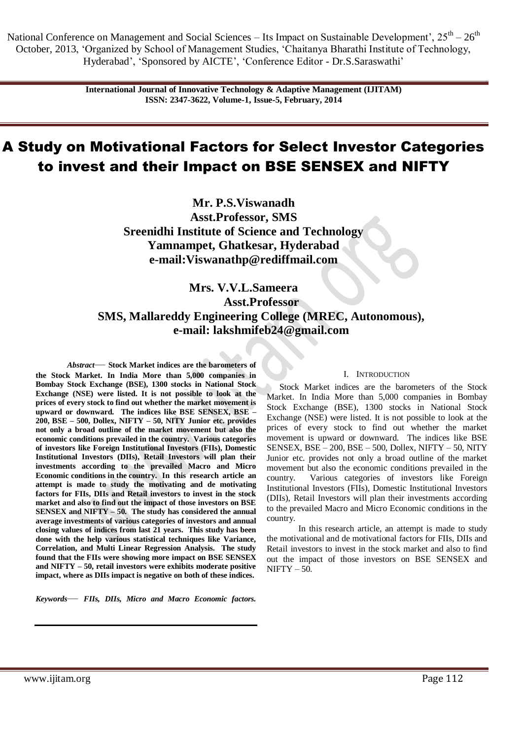National Conference on Management and Social Sciences – Its Impact on Sustainable Development', $25^{th}$ – $26^{th}$ October, 2013, 'Organized by School of Management Studies, 'Chaitanya Bharathi Institute of Technology, Hyderabad', 'Sponsored by AICTE', 'Conference Editor - Dr.S.Saraswathi'

**International Journal of Innovative Technology & Adaptive Management (IJITAM)**
**ISSN: 2347-3622, Volume-1, Issue-5, February, 2014**

# A Study on Motivational Factors for Select Investor Categories to invest and their Impact on BSE SENSEX and NIFTY

**Mr. P.S.Viswanadh**
**Asst.Professor, SMS**
**Sreenidhi Institute of Science and Technology**
**Yamnampet, Ghatkesar, Hyderabad**
**e-mail:Viswanathp@rediffmail.com**

**Mrs. V.V.L.Sameera**
**Asst.Professor**
**SMS, Mallareddy Engineering College (MREC, Autonomous),**
**e-mail: lakshmifeb24@gmail.com**

***Abstract*— Stock Market indices are the barometers of the Stock Market. In India More than 5,000 companies in Bombay Stock Exchange (BSE), 1300 stocks in National Stock Exchange (NSE) were listed. It is not possible to look at the prices of every stock to find out whether the market movement is upward or downward. The indices like BSE SENSEX, BSE – 200, BSE – 500, Dollex, NIFTY – 50, NITY Junior etc. provides not only a broad outline of the market movement but also the economic conditions prevailed in the country. Various categories of investors like Foreign Institutional Investors (FIIs), Domestic Institutional Investors (DIIs), Retail Investors will plan their investments according to the prevailed Macro and Micro Economic conditions in the country. In this research article an attempt is made to study the motivating and de motivating factors for FIIs, DIIs and Retail investors to invest in the stock market and also to find out the impact of those investors on BSE SENSEX and NIFTY – 50. The study has considered the annual average investments of various categories of investors and annual closing values of indices from last 21 years. This study has been done with the help various statistical techniques like Variance, Correlation, and Multi Linear Regression Analysis. The study found that the FIIs were showing more impact on BSE SENSEX and NIFTY – 50, retail investors were exhibits moderate positive impact, where as DIIs impact is negative on both of these indices.**

***Keywords*— *FIIs, DIIs, Micro and Macro Economic factors.***

## I. Introduction

Stock Market indices are the barometers of the Stock Market. In India More than 5,000 companies in Bombay Stock Exchange (BSE), 1300 stocks in National Stock Exchange (NSE) were listed. It is not possible to look at the prices of every stock to find out whether the market movement is upward or downward. The indices like BSE SENSEX, BSE – 200, BSE – 500, Dollex, NIFTY – 50, NITY Junior etc. provides not only a broad outline of the market movement but also the economic conditions prevailed in the country. Various categories of investors like Foreign Institutional Investors (FIIs), Domestic Institutional Investors (DIIs), Retail Investors will plan their investments according to the prevailed Macro and Micro Economic conditions in the country.

In this research article, an attempt is made to study the motivational and de motivational factors for FIIs, DIIs and Retail investors to invest in the stock market and also to find out the impact of those investors on BSE SENSEX and NIFTY – 50.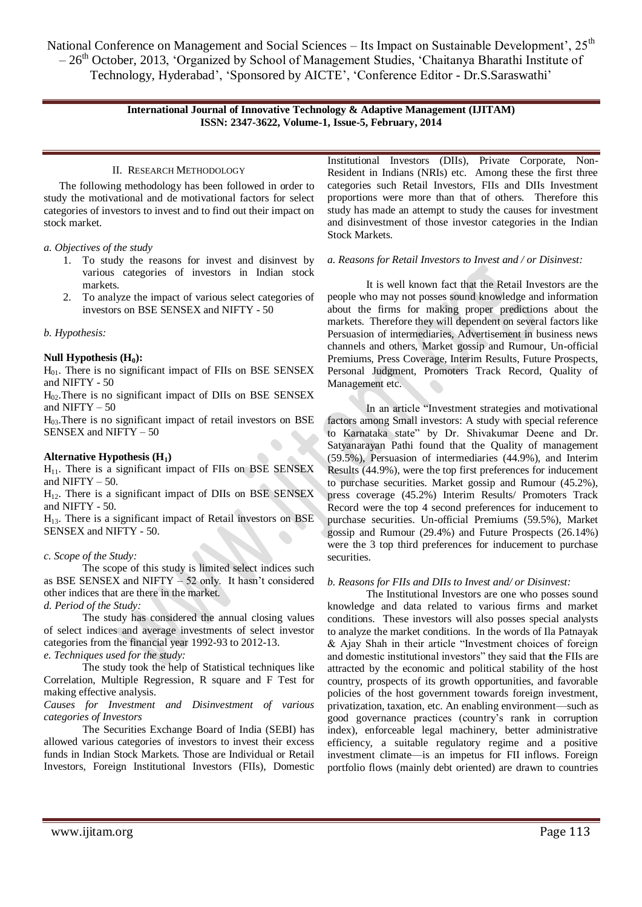## II. Research Methodology

The following methodology has been followed in order to study the motivational and de motivational factors for select categories of investors to invest and to find out their impact on stock market.

*a. Objectives of the study*

1. To study the reasons for invest and disinvest by various categories of investors in Indian stock markets.
2. To analyze the impact of various select categories of investors on BSE SENSEX and NIFTY - 50

*b. Hypothesis:*

**Null Hypothesis ($H_0$):**

$H_{01}$. There is no significant impact of FIIs on BSE SENSEX and NIFTY - 50

$H_{02}$.There is no significant impact of DIIs on BSE SENSEX and NIFTY – 50

$H_{03}$.There is no significant impact of retail investors on BSE SENSEX and NIFTY – 50

**Alternative Hypothesis ($H_1$)**

$H_{11}$. There is a significant impact of FIIs on BSE SENSEX and NIFTY – 50.

$H_{12}$. There is a significant impact of DIIs on BSE SENSEX and NIFTY - 50.

$H_{13}$. There is a significant impact of Retail investors on BSE SENSEX and NIFTY - 50.

*c. Scope of the Study:*

The scope of this study is limited select indices such as BSE SENSEX and NIFTY – 52 only. It hasn't considered other indices that are there in the market.

*d. Period of the Study:*

The study has considered the annual closing values of select indices and average investments of select investor categories from the financial year 1992-93 to 2012-13.

*e. Techniques used for the study:*

The study took the help of Statistical techniques like Correlation, Multiple Regression, R square and F Test for making effective analysis.

*Causes for Investment and Disinvestment of various categories of Investors*

The Securities Exchange Board of India (SEBI) has allowed various categories of investors to invest their excess funds in Indian Stock Markets. Those are Individual or Retail Investors, Foreign Institutional Investors (FIIs), Domestic Institutional Investors (DIIs), Private Corporate, Non-Resident in Indians (NRIs) etc. Among these the first three categories such Retail Investors, FIIs and DIIs Investment proportions were more than that of others. Therefore this study has made an attempt to study the causes for investment and disinvestment of those investor categories in the Indian Stock Markets.

*a. Reasons for Retail Investors to Invest and / or Disinvest:*

It is well known fact that the Retail Investors are the people who may not posses sound knowledge and information about the firms for making proper predictions about the markets. Therefore they will dependent on several factors like Persuasion of intermediaries, Advertisement in business news channels and others, Market gossip and Rumour, Un-official Premiums, Press Coverage, Interim Results, Future Prospects, Personal Judgment, Promoters Track Record, Quality of Management etc.

In an article "Investment strategies and motivational factors among Small investors: A study with special reference to Karnataka state" by Dr. Shivakumar Deene and Dr. Satyanarayan Pathi found that the Quality of management (59.5%), Persuasion of intermediaries (44.9%), and Interim Results (44.9%), were the top first preferences for inducement to purchase securities. Market gossip and Rumour (45.2%), press coverage (45.2%) Interim Results/ Promoters Track Record were the top 4 second preferences for inducement to purchase securities. Un-official Premiums (59.5%), Market gossip and Rumour (29.4%) and Future Prospects (26.14%) were the 3 top third preferences for inducement to purchase securities.

*b. Reasons for FIIs and DIIs to Invest and/ or Disinvest:*

The Institutional Investors are one who posses sound knowledge and data related to various firms and market conditions. These investors will also posses special analysts to analyze the market conditions. In the words of Ila Patnayak & Ajay Shah in their article "Investment choices of foreign and domestic institutional investors" they said that the FIIs are attracted by the economic and political stability of the host country, prospects of its growth opportunities, and favorable policies of the host government towards foreign investment, privatization, taxation, etc. An enabling environment—such as good governance practices (country's rank in corruption index), enforceable legal machinery, better administrative efficiency, a suitable regulatory regime and a positive investment climate—is an impetus for FII inflows. Foreign portfolio flows (mainly debt oriented) are drawn to countries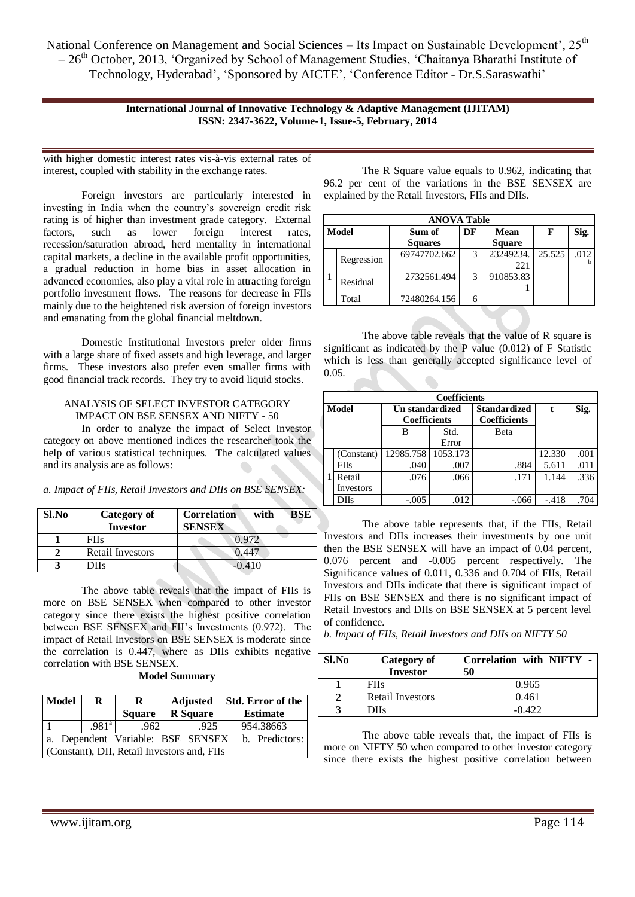with higher domestic interest rates vis-à-vis external rates of interest, coupled with stability in the exchange rates.

Foreign investors are particularly interested in investing in India when the country's sovereign credit risk rating is of higher than investment grade category. External factors, such as lower foreign interest rates, recession/saturation abroad, herd mentality in international capital markets, a decline in the available profit opportunities, a gradual reduction in home bias in asset allocation in advanced economies, also play a vital role in attracting foreign portfolio investment flows. The reasons for decrease in FIIs mainly due to the heightened risk aversion of foreign investors and emanating from the global financial meltdown.

Domestic Institutional Investors prefer older firms with a large share of fixed assets and high leverage, and larger firms. These investors also prefer even smaller firms with good financial track records. They try to avoid liquid stocks.

ANALYSIS OF SELECT INVESTOR CATEGORY IMPACT ON BSE SENSEX AND NIFTY - 50

In order to analyze the impact of Select Investor category on above mentioned indices the researcher took the help of various statistical techniques. The calculated values and its analysis are as follows:

*a. Impact of FIIs, Retail Investors and DIIs on BSE SENSEX:*

| Sl.No | Category of Investor | Correlation with BSE SENSEX |
|---|---|---|
| 1 | FIIs | 0.972 |
| 2 | Retail Investors | 0.447 |
| 3 | DIIs | -0.410 |

The above table reveals that the impact of FIIs is more on BSE SENSEX when compared to other investor category since there exists the highest positive correlation between BSE SENSEX and FII's Investments (0.972). The impact of Retail Investors on BSE SENSEX is moderate since the correlation is 0.447, where as DIIs exhibits negative correlation with BSE SENSEX.

**Model Summary**

| Model | R | R Square | Adjusted R Square | Std. Error of the Estimate |
|---|---|---|---|---|
| 1 | .981[a] | .962 | .925 | 954.38663 |
| a. Dependent Variable: BSE SENSEX b. Predictors: (Constant), DII, Retail Investors and, FIIs | | | | |

The R Square value equals to 0.962, indicating that 96.2 per cent of the variations in the BSE SENSEX are explained by the Retail Investors, FIIs and DIIs.

| ANOVA Table | | | | | | |
|---|---|---|---|---|---|---|
| Model | | Sum of Squares | DF | Mean Square | F | Sig. |
| 1 | Regression | 69747702.662 | 3 | 23249234.221 | 25.525 | .012[b] |
| | Residual | 2732561.494 | 3 | 910853.831 | | |
| | Total | 72480264.156 | 6 | | | |

The above table reveals that the value of R square is significant as indicated by the P value (0.012) of F Statistic which is less than generally accepted significance level of 0.05.

| Coefficients | | | | | | |
|---|---|---|---|---|---|---|
| Model | | Un standardized Coefficients | | Standardized Coefficients | t | Sig. |
| | | B | Std. Error | Beta | | |
| 1 | (Constant) | 12985.758 | 1053.173 | | 12.330 | .001 |
| | FIIs | .040 | .007 | .884 | 5.611 | .011 |
| | Retail Investors | .076 | .066 | .171 | 1.144 | .336 |
| | DIIs | -.005 | .012 | -.066 | -.418 | .704 |

The above table represents that, if the FIIs, Retail Investors and DIIs increases their investments by one unit then the BSE SENSEX will have an impact of 0.04 percent, 0.076 percent and -0.005 percent respectively. The Significance values of 0.011, 0.336 and 0.704 of FIIs, Retail Investors and DIIs indicate that there is significant impact of FIIs on BSE SENSEX and there is no significant impact of Retail Investors and DIIs on BSE SENSEX at 5 percent level of confidence.

*b. Impact of FIIs, Retail Investors and DIIs on NIFTY 50*

| Sl.No | Category of Investor | Correlation with NIFTY - 50 |
|---|---|---|
| 1 | FIIs | 0.965 |
| 2 | Retail Investors | 0.461 |
| 3 | DIIs | -0.422 |

The above table reveals that, the impact of FIIs is more on NIFTY 50 when compared to other investor category since there exists the highest positive correlation between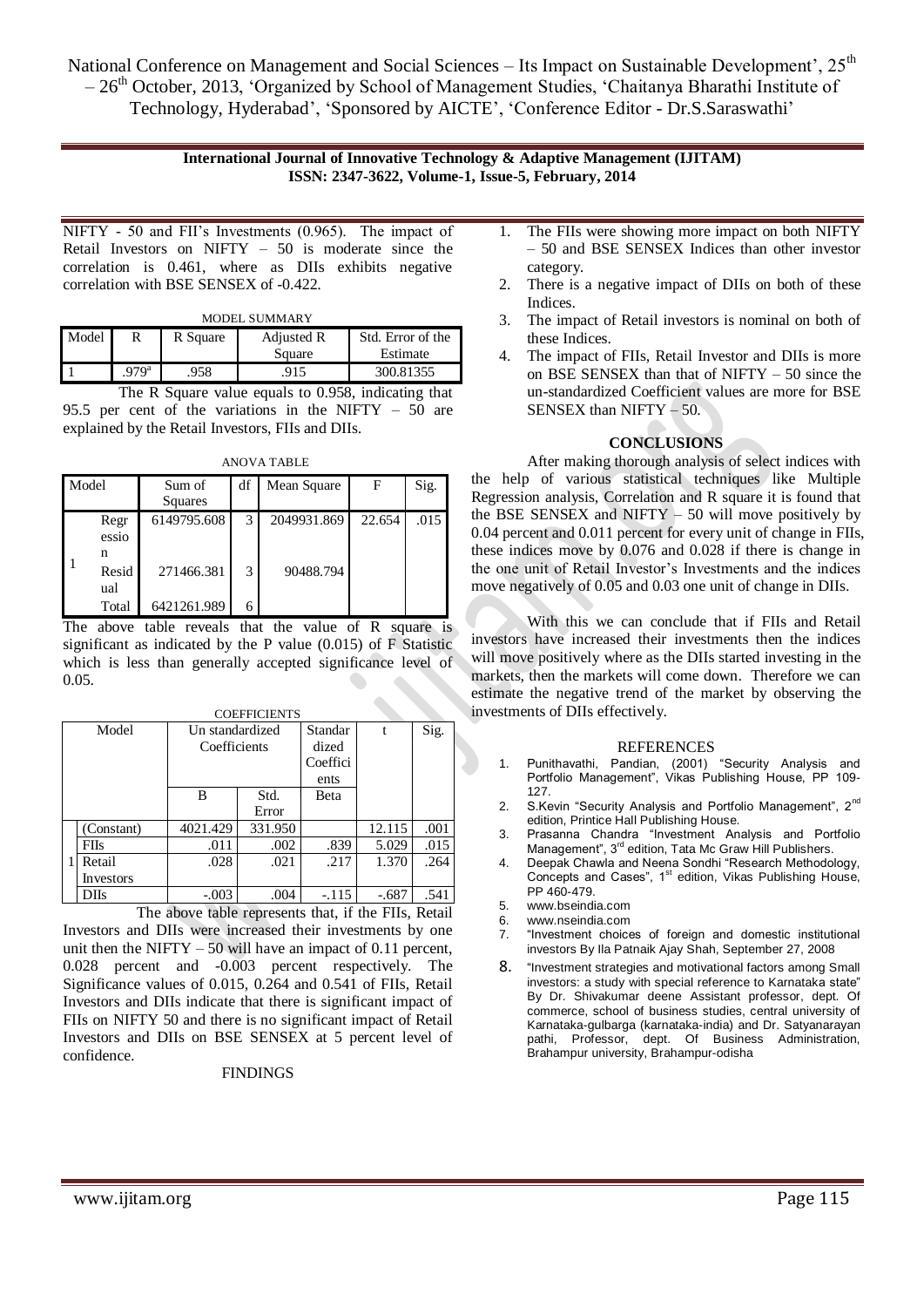NIFTY - 50 and FII's Investments (0.965). The impact of Retail Investors on NIFTY – 50 is moderate since the correlation is 0.461, where as DIIs exhibits negative correlation with BSE SENSEX of -0.422.

MODEL SUMMARY

| Model | R | R Square | Adjusted R Square | Std. Error of the Estimate |
|---|---|---|---|---|
| 1 | .979[a] | .958 | .915 | 300.81355 |

The R Square value equals to 0.958, indicating that 95.5 per cent of the variations in the NIFTY – 50 are explained by the Retail Investors, FIIs and DIIs.

ANOVA TABLE

| Model | | Sum of Squares | df | Mean Square | F | Sig. |
|---|---|---|---|---|---|---|
| 1 | Regression | 6149795.608 | 3 | 2049931.869 | 22.654 | .015 |
| | Residual | 271466.381 | 3 | 90488.794 | | |
| | Total | 6421261.989 | 6 | | | |

The above table reveals that the value of R square is significant as indicated by the P value (0.015) of F Statistic which is less than generally accepted significance level of 0.05.

COEFFICIENTS

| Model | | Un standardized Coefficients | | Standardized Coefficients | t | Sig. |
|---|---|---|---|---|---|---|
| | | B | Std. Error | Beta | | |
| 1 | (Constant) | 4021.429 | 331.950 | | 12.115 | .001 |
| | FIIs | .011 | .002 | .839 | 5.029 | .015 |
| | Retail Investors | .028 | .021 | .217 | 1.370 | .264 |
| | DIIs | -.003 | .004 | -.115 | -.687 | .541 |

The above table represents that, if the FIIs, Retail Investors and DIIs were increased their investments by one unit then the NIFTY – 50 will have an impact of 0.11 percent, 0.028 percent and -0.003 percent respectively. The Significance values of 0.015, 0.264 and 0.541 of FIIs, Retail Investors and DIIs indicate that there is significant impact of FIIs on NIFTY 50 and there is no significant impact of Retail Investors and DIIs on BSE SENSEX at 5 percent level of confidence.

## FINDINGS

1. The FIIs were showing more impact on both NIFTY – 50 and BSE SENSEX Indices than other investor category.
2. There is a negative impact of DIIs on both of these Indices.
3. The impact of Retail investors is nominal on both of these Indices.
4. The impact of FIIs, Retail Investor and DIIs is more on BSE SENSEX than that of NIFTY – 50 since the un-standardized Coefficient values are more for BSE SENSEX than NIFTY – 50.

## CONCLUSIONS

After making thorough analysis of select indices with the help of various statistical techniques like Multiple Regression analysis, Correlation and R square it is found that the BSE SENSEX and NIFTY – 50 will move positively by 0.04 percent and 0.011 percent for every unit of change in FIIs, these indices move by 0.076 and 0.028 if there is change in the one unit of Retail Investor's Investments and the indices move negatively of 0.05 and 0.03 one unit of change in DIIs.

With this we can conclude that if FIIs and Retail investors have increased their investments then the indices will move positively where as the DIIs started investing in the markets, then the markets will come down. Therefore we can estimate the negative trend of the market by observing the investments of DIIs effectively.

## REFERENCES

1. Punithavathi, Pandian, (2001) "Security Analysis and Portfolio Management", Vikas Publishing House, PP 109-127.
2. S.Kevin "Security Analysis and Portfolio Management", 2[nd] edition, Printice Hall Publishing House.
3. Prasanna Chandra "Investment Analysis and Portfolio Management", 3[rd] edition, Tata Mc Graw Hill Publishers.
4. Deepak Chawla and Neena Sondhi "Research Methodology, Concepts and Cases", 1[st] edition, Vikas Publishing House, PP 460-479.
5. www.bseindia.com
6. www.nseindia.com
7. "Investment choices of foreign and domestic institutional investors By Ila Patnaik Ajay Shah, September 27, 2008
8. "Investment strategies and motivational factors among Small investors: a study with special reference to Karnataka state" By Dr. Shivakumar deene Assistant professor, dept. Of commerce, school of business studies, central university of Karnataka-gulbarga (karnataka-india) and Dr. Satyanarayan pathi, Professor, dept. Of Business Administration, Brahampur university, Brahampur-odisha